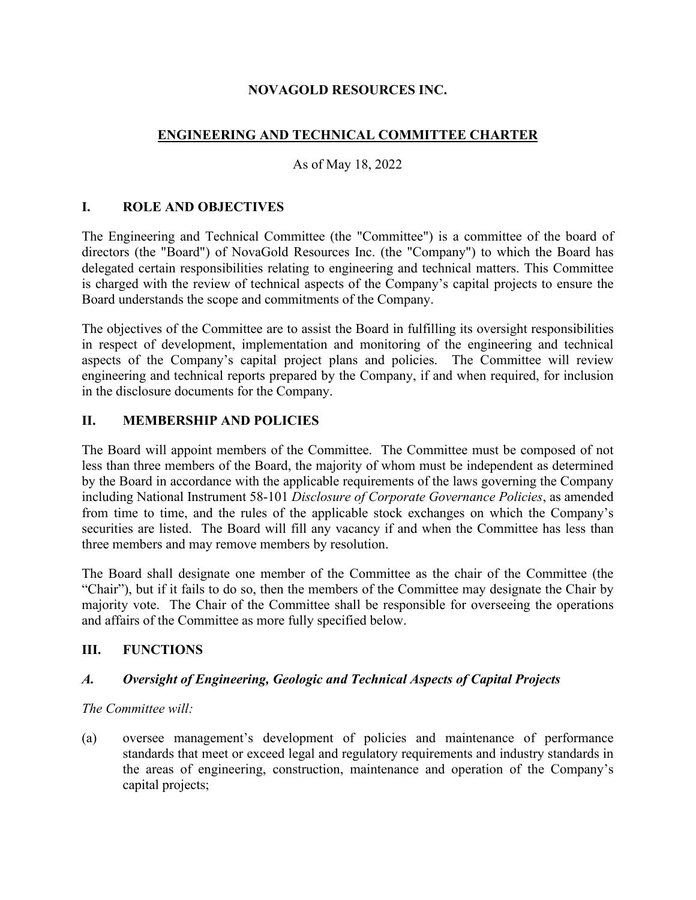# NOVAGOLD RESOURCES INC.

## ENGINEERING AND TECHNICAL COMMITTEE CHARTER

As of May 18, 2022

## I. ROLE AND OBJECTIVES

The Engineering and Technical Committee (the "Committee") is a committee of the board of directors (the "Board") of NovaGold Resources Inc. (the "Company") to which the Board has delegated certain responsibilities relating to engineering and technical matters. This Committee is charged with the review of technical aspects of the Company's capital projects to ensure the Board understands the scope and commitments of the Company.

The objectives of the Committee are to assist the Board in fulfilling its oversight responsibilities in respect of development, implementation and monitoring of the engineering and technical aspects of the Company's capital project plans and policies. The Committee will review engineering and technical reports prepared by the Company, if and when required, for inclusion in the disclosure documents for the Company.

## II. MEMBERSHIP AND POLICIES

The Board will appoint members of the Committee. The Committee must be composed of not less than three members of the Board, the majority of whom must be independent as determined by the Board in accordance with the applicable requirements of the laws governing the Company including National Instrument 58-101 *Disclosure of Corporate Governance Policies*, as amended from time to time, and the rules of the applicable stock exchanges on which the Company's securities are listed. The Board will fill any vacancy if and when the Committee has less than three members and may remove members by resolution.

The Board shall designate one member of the Committee as the chair of the Committee (the "Chair"), but if it fails to do so, then the members of the Committee may designate the Chair by majority vote. The Chair of the Committee shall be responsible for overseeing the operations and affairs of the Committee as more fully specified below.

## III. FUNCTIONS

### *A. Oversight of Engineering, Geologic and Technical Aspects of Capital Projects*

*The Committee will:*

(a) oversee management's development of policies and maintenance of performance standards that meet or exceed legal and regulatory requirements and industry standards in the areas of engineering, construction, maintenance and operation of the Company's capital projects;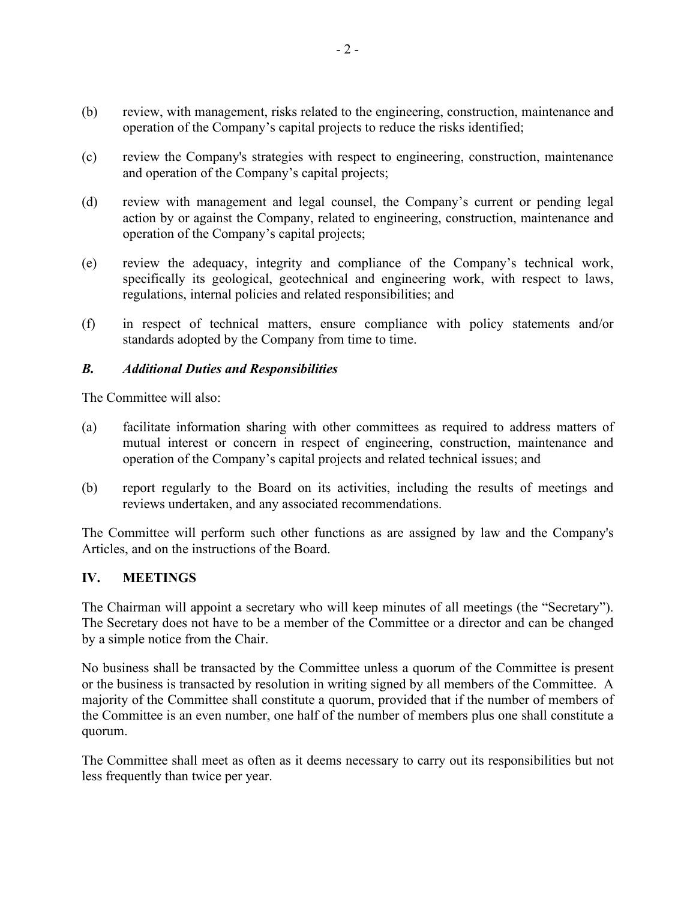(b) review, with management, risks related to the engineering, construction, maintenance and operation of the Company's capital projects to reduce the risks identified;

(c) review the Company's strategies with respect to engineering, construction, maintenance and operation of the Company's capital projects;

(d) review with management and legal counsel, the Company's current or pending legal action by or against the Company, related to engineering, construction, maintenance and operation of the Company's capital projects;

(e) review the adequacy, integrity and compliance of the Company's technical work, specifically its geological, geotechnical and engineering work, with respect to laws, regulations, internal policies and related responsibilities; and

(f) in respect of technical matters, ensure compliance with policy statements and/or standards adopted by the Company from time to time.

### *B. Additional Duties and Responsibilities*

The Committee will also:

(a) facilitate information sharing with other committees as required to address matters of mutual interest or concern in respect of engineering, construction, maintenance and operation of the Company's capital projects and related technical issues; and

(b) report regularly to the Board on its activities, including the results of meetings and reviews undertaken, and any associated recommendations.

The Committee will perform such other functions as are assigned by law and the Company's Articles, and on the instructions of the Board.

## IV. MEETINGS

The Chairman will appoint a secretary who will keep minutes of all meetings (the "Secretary"). The Secretary does not have to be a member of the Committee or a director and can be changed by a simple notice from the Chair.

No business shall be transacted by the Committee unless a quorum of the Committee is present or the business is transacted by resolution in writing signed by all members of the Committee. A majority of the Committee shall constitute a quorum, provided that if the number of members of the Committee is an even number, one half of the number of members plus one shall constitute a quorum.

The Committee shall meet as often as it deems necessary to carry out its responsibilities but not less frequently than twice per year.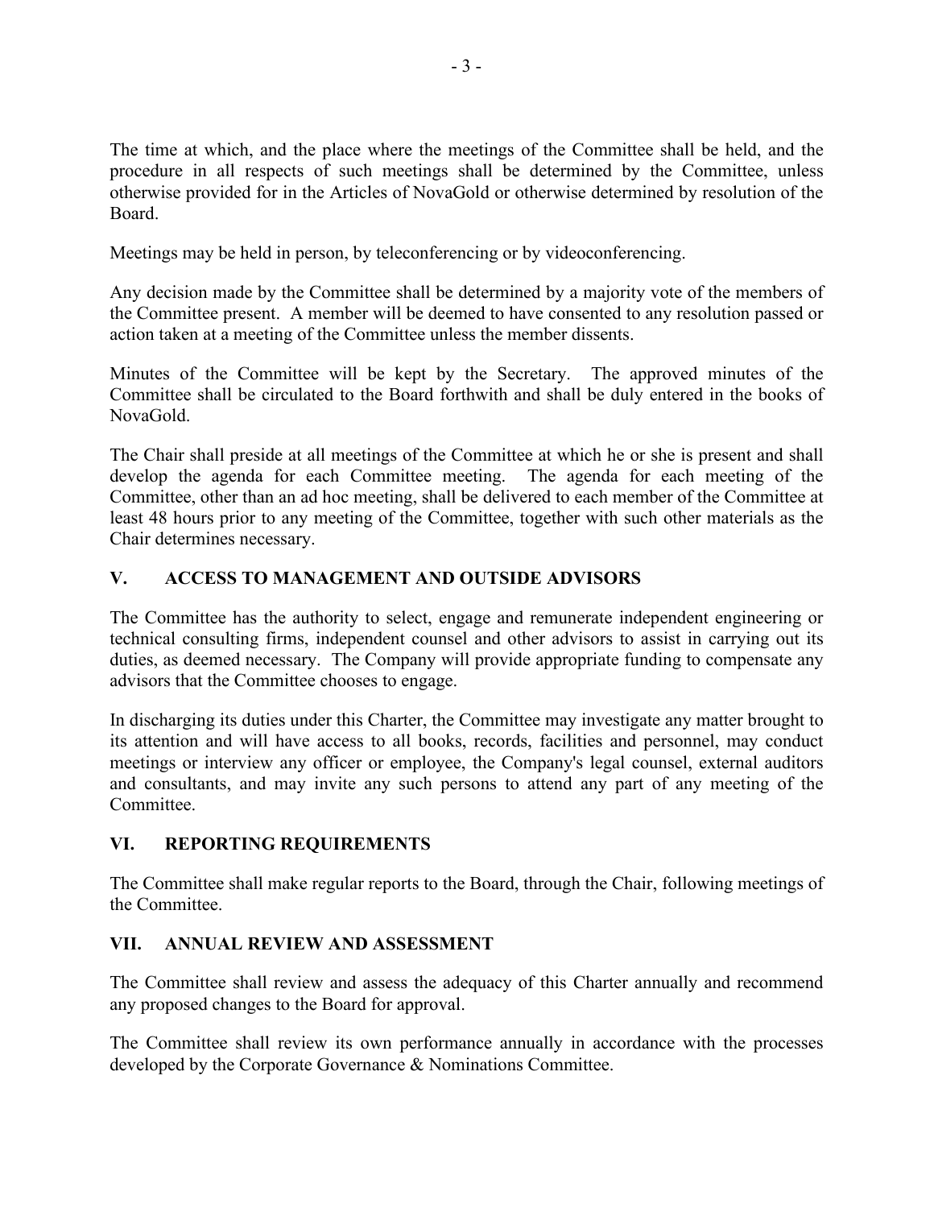The time at which, and the place where the meetings of the Committee shall be held, and the procedure in all respects of such meetings shall be determined by the Committee, unless otherwise provided for in the Articles of NovaGold or otherwise determined by resolution of the Board.

Meetings may be held in person, by teleconferencing or by videoconferencing.

Any decision made by the Committee shall be determined by a majority vote of the members of the Committee present. A member will be deemed to have consented to any resolution passed or action taken at a meeting of the Committee unless the member dissents.

Minutes of the Committee will be kept by the Secretary. The approved minutes of the Committee shall be circulated to the Board forthwith and shall be duly entered in the books of NovaGold.

The Chair shall preside at all meetings of the Committee at which he or she is present and shall develop the agenda for each Committee meeting. The agenda for each meeting of the Committee, other than an ad hoc meeting, shall be delivered to each member of the Committee at least 48 hours prior to any meeting of the Committee, together with such other materials as the Chair determines necessary.

## V. ACCESS TO MANAGEMENT AND OUTSIDE ADVISORS

The Committee has the authority to select, engage and remunerate independent engineering or technical consulting firms, independent counsel and other advisors to assist in carrying out its duties, as deemed necessary. The Company will provide appropriate funding to compensate any advisors that the Committee chooses to engage.

In discharging its duties under this Charter, the Committee may investigate any matter brought to its attention and will have access to all books, records, facilities and personnel, may conduct meetings or interview any officer or employee, the Company's legal counsel, external auditors and consultants, and may invite any such persons to attend any part of any meeting of the Committee.

## VI. REPORTING REQUIREMENTS

The Committee shall make regular reports to the Board, through the Chair, following meetings of the Committee.

## VII. ANNUAL REVIEW AND ASSESSMENT

The Committee shall review and assess the adequacy of this Charter annually and recommend any proposed changes to the Board for approval.

The Committee shall review its own performance annually in accordance with the processes developed by the Corporate Governance & Nominations Committee.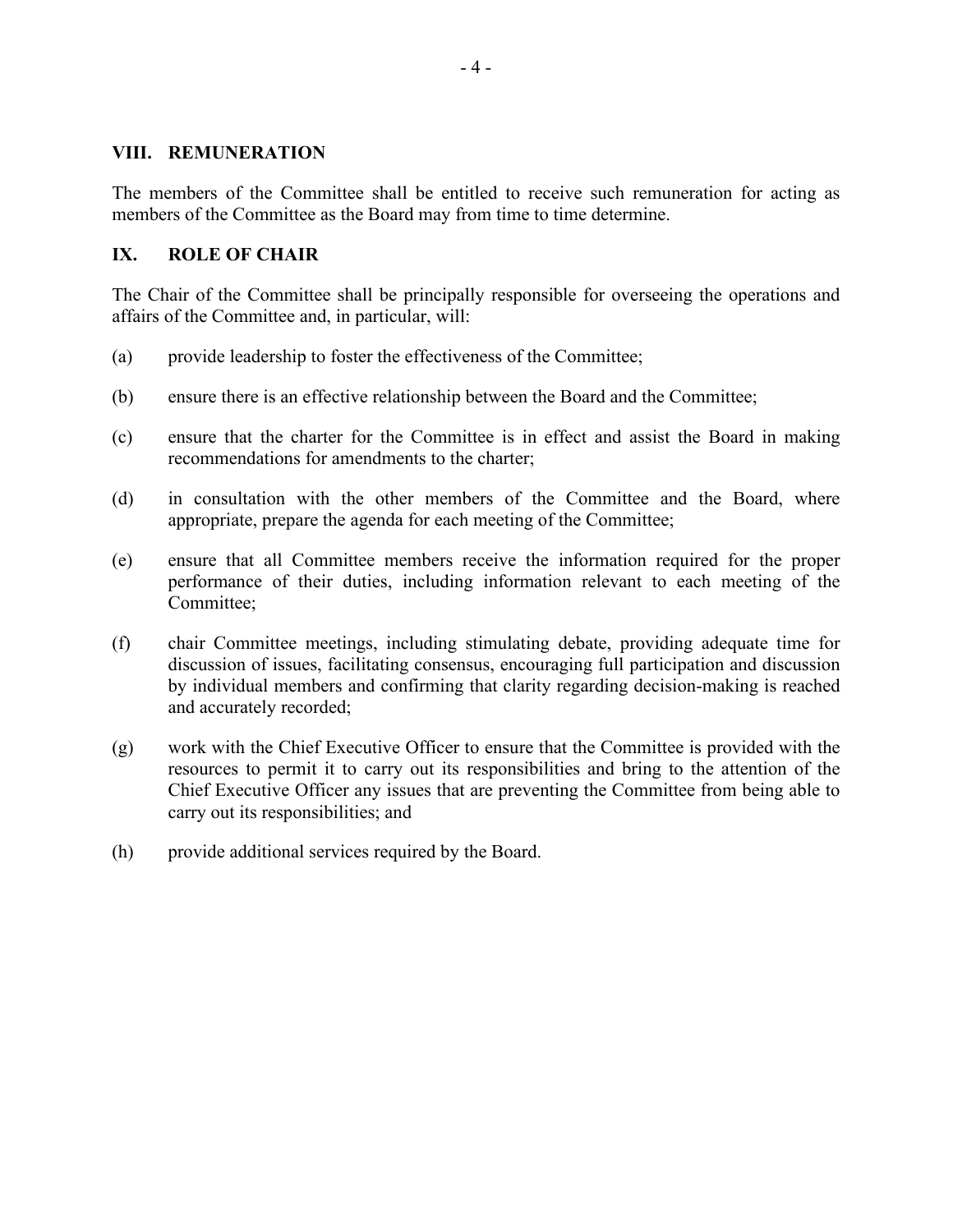## VIII. REMUNERATION

The members of the Committee shall be entitled to receive such remuneration for acting as members of the Committee as the Board may from time to time determine.

## IX. ROLE OF CHAIR

The Chair of the Committee shall be principally responsible for overseeing the operations and affairs of the Committee and, in particular, will:

(a) provide leadership to foster the effectiveness of the Committee;

(b) ensure there is an effective relationship between the Board and the Committee;

(c) ensure that the charter for the Committee is in effect and assist the Board in making recommendations for amendments to the charter;

(d) in consultation with the other members of the Committee and the Board, where appropriate, prepare the agenda for each meeting of the Committee;

(e) ensure that all Committee members receive the information required for the proper performance of their duties, including information relevant to each meeting of the Committee;

(f) chair Committee meetings, including stimulating debate, providing adequate time for discussion of issues, facilitating consensus, encouraging full participation and discussion by individual members and confirming that clarity regarding decision-making is reached and accurately recorded;

(g) work with the Chief Executive Officer to ensure that the Committee is provided with the resources to permit it to carry out its responsibilities and bring to the attention of the Chief Executive Officer any issues that are preventing the Committee from being able to carry out its responsibilities; and

(h) provide additional services required by the Board.